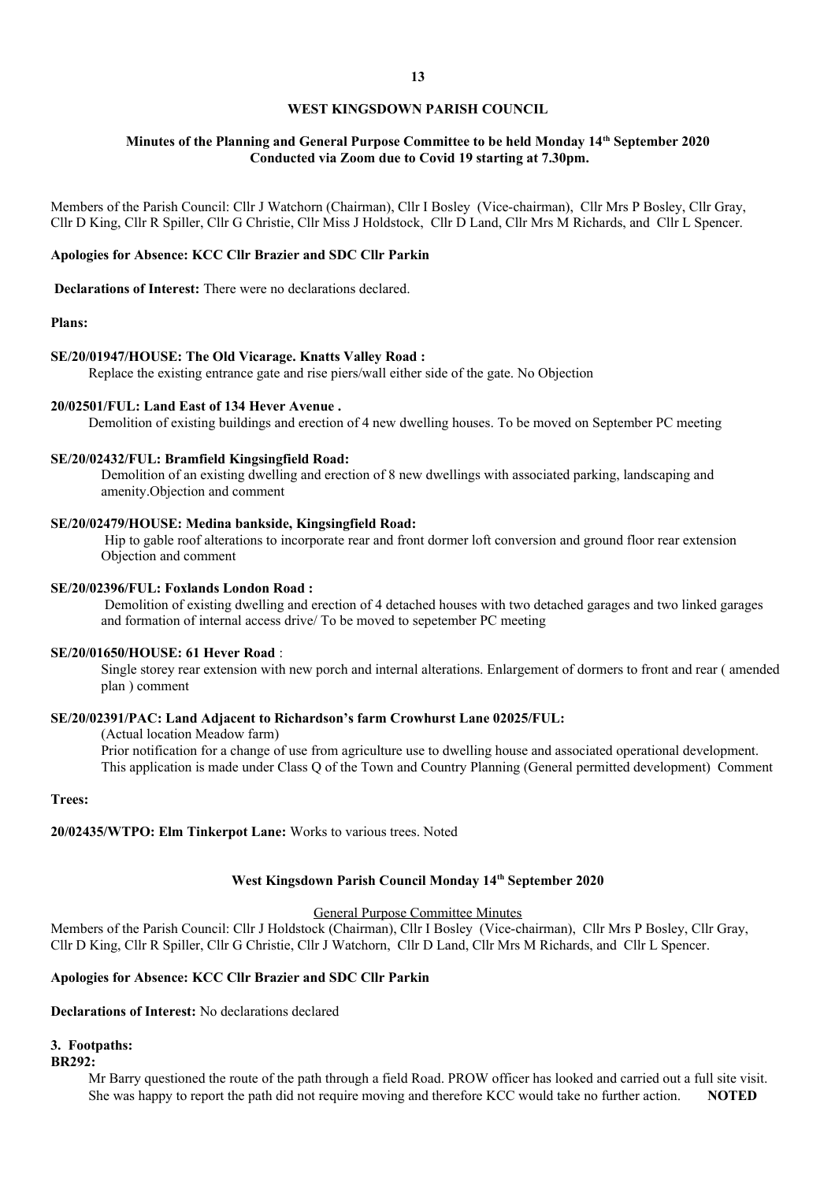# WEST KINGSDOWN PARISH COUNCIL

## Minutes of the Planning and General Purpose Committee to be held Monday 14th September 2020 Conducted via Zoom due to Covid 19 starting at 7.30pm.

Members of the Parish Council: Cllr J Watchorn (Chairman), Cllr I Bosley (Vice-chairman), Cllr Mrs P Bosley, Cllr Gray, Cllr D King, Cllr R Spiller, Cllr G Christie, Cllr Miss J Holdstock, Cllr D Land, Cllr Mrs M Richards, and Cllr L Spencer.

**Apologies for Absence: KCC Cllr Brazier and SDC Cllr Parkin**

**Declarations of Interest:** There were no declarations declared.

**Plans:**

**SE/20/01947/HOUSE: The Old Vicarage. Knatts Valley Road :**

Replace the existing entrance gate and rise piers/wall either side of the gate. No Objection

**20/02501/FUL: Land East of 134 Hever Avenue .**

Demolition of existing buildings and erection of 4 new dwelling houses. To be moved on September PC meeting

**SE/20/02432/FUL: Bramfield Kingsingfield Road:**

Demolition of an existing dwelling and erection of 8 new dwellings with associated parking, landscaping and amenity.Objection and comment

**SE/20/02479/HOUSE: Medina bankside, Kingsingfield Road:**

Hip to gable roof alterations to incorporate rear and front dormer loft conversion and ground floor rear extension Objection and comment

**SE/20/02396/FUL: Foxlands London Road :**

Demolition of existing dwelling and erection of 4 detached houses with two detached garages and two linked garages and formation of internal access drive/ To be moved to sepetember PC meeting

**SE/20/01650/HOUSE: 61 Hever Road** :

Single storey rear extension with new porch and internal alterations. Enlargement of dormers to front and rear ( amended plan ) comment

**SE/20/02391/PAC: Land Adjacent to Richardson's farm Crowhurst Lane 02025/FUL:**

(Actual location Meadow farm)

Prior notification for a change of use from agriculture use to dwelling house and associated operational development. This application is made under Class Q of the Town and Country Planning (General permitted development) Comment

**Trees:**

**20/02435/WTPO: Elm Tinkerpot Lane:** Works to various trees. Noted

## West Kingsdown Parish Council Monday 14th September 2020

General Purpose Committee Minutes

Members of the Parish Council: Cllr J Holdstock (Chairman), Cllr I Bosley (Vice-chairman), Cllr Mrs P Bosley, Cllr Gray, Cllr D King, Cllr R Spiller, Cllr G Christie, Cllr J Watchorn, Cllr D Land, Cllr Mrs M Richards, and Cllr L Spencer.

**Apologies for Absence: KCC Cllr Brazier and SDC Cllr Parkin**

**Declarations of Interest:** No declarations declared

**3. Footpaths:**

**BR292:**

Mr Barry questioned the route of the path through a field Road. PROW officer has looked and carried out a full site visit. She was happy to report the path did not require moving and therefore KCC would take no further action. **NOTED**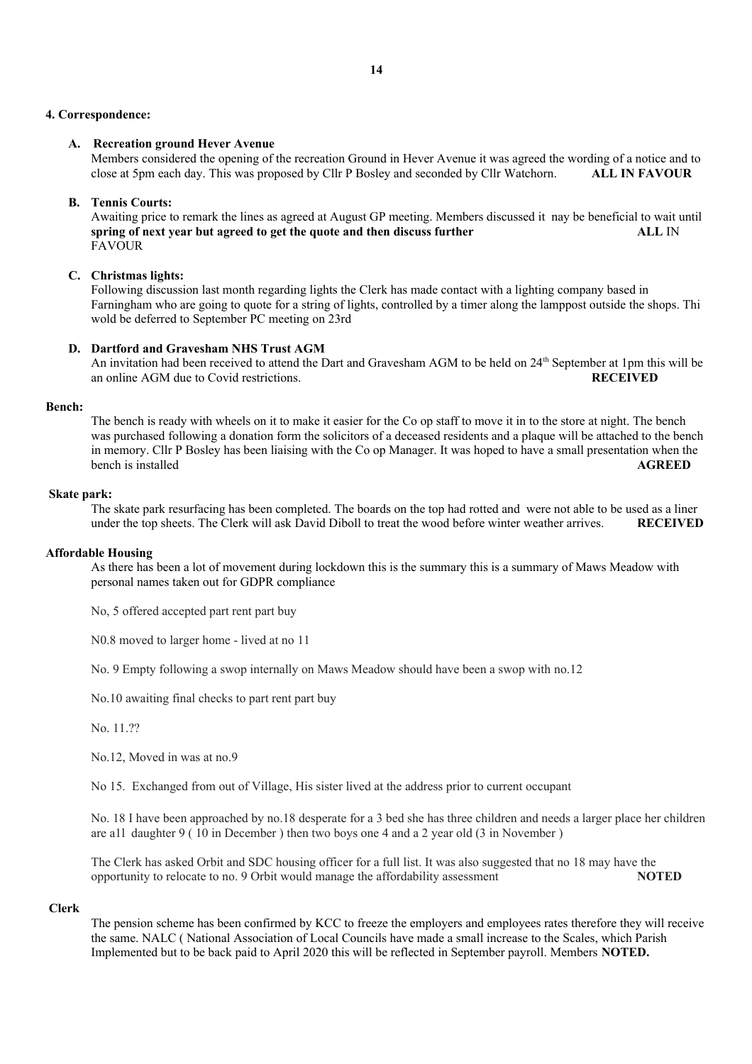## 4. Correspondence:

### A. Recreation ground Hever Avenue

Members considered the opening of the recreation Ground in Hever Avenue it was agreed the wording of a notice and to close at 5pm each day. This was proposed by Cllr P Bosley and seconded by Cllr Watchorn. **ALL IN FAVOUR**

### B. Tennis Courts:

Awaiting price to remark the lines as agreed at August GP meeting. Members discussed it nay be beneficial to wait until **spring of next year but agreed to get the quote and then discuss further** **ALL** IN FAVOUR

### C. Christmas lights:

Following discussion last month regarding lights the Clerk has made contact with a lighting company based in Farningham who are going to quote for a string of lights, controlled by a timer along the lamppost outside the shops. Thi wold be deferred to September PC meeting on 23rd

### D. Dartford and Gravesham NHS Trust AGM

An invitation had been received to attend the Dart and Gravesham AGM to be held on 24th September at 1pm this will be an online AGM due to Covid restrictions. **RECEIVED**

**Bench:**

The bench is ready with wheels on it to make it easier for the Co op staff to move it in to the store at night. The bench was purchased following a donation form the solicitors of a deceased residents and a plaque will be attached to the bench in memory. Cllr P Bosley has been liaising with the Co op Manager. It was hoped to have a small presentation when the bench is installed **AGREED**

**Skate park:**

The skate park resurfacing has been completed. The boards on the top had rotted and were not able to be used as a liner under the top sheets. The Clerk will ask David Diboll to treat the wood before winter weather arrives. **RECEIVED**

**Affordable Housing**

As there has been a lot of movement during lockdown this is the summary this is a summary of Maws Meadow with personal names taken out for GDPR compliance

No, 5 offered accepted part rent part buy

N0.8 moved to larger home - lived at no 11

No. 9 Empty following a swop internally on Maws Meadow should have been a swop with no.12

No.10 awaiting final checks to part rent part buy

No. 11.??

No.12, Moved in was at no.9

No 15. Exchanged from out of Village, His sister lived at the address prior to current occupant

No. 18 I have been approached by no.18 desperate for a 3 bed she has three children and needs a larger place her children are a11 daughter 9 ( 10 in December ) then two boys one 4 and a 2 year old (3 in November )

The Clerk has asked Orbit and SDC housing officer for a full list. It was also suggested that no 18 may have the opportunity to relocate to no. 9 Orbit would manage the affordability assessment **NOTED**

**Clerk**

The pension scheme has been confirmed by KCC to freeze the employers and employees rates therefore they will receive the same. NALC ( National Association of Local Councils have made a small increase to the Scales, which Parish Implemented but to be back paid to April 2020 this will be reflected in September payroll. Members **NOTED.**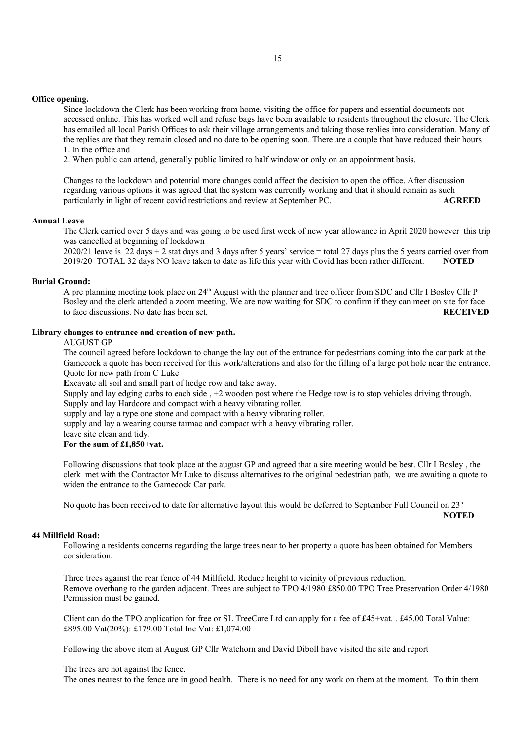**Office opening.**

Since lockdown the Clerk has been working from home, visiting the office for papers and essential documents not accessed online. This has worked well and refuse bags have been available to residents throughout the closure. The Clerk has emailed all local Parish Offices to ask their village arrangements and taking those replies into consideration. Many of the replies are that they remain closed and no date to be opening soon. There are a couple that have reduced their hours

1. In the office and
2. When public can attend, generally public limited to half window or only on an appointment basis.

Changes to the lockdown and potential more changes could affect the decision to open the office. After discussion regarding various options it was agreed that the system was currently working and that it should remain as such particularly in light of recent covid restrictions and review at September PC. **AGREED**

**Annual Leave**

The Clerk carried over 5 days and was going to be used first week of new year allowance in April 2020 however this trip was cancelled at beginning of lockdown

2020/21 leave is 22 days + 2 stat days and 3 days after 5 years' service = total 27 days plus the 5 years carried over from 2019/20 TOTAL 32 days NO leave taken to date as life this year with Covid has been rather different. **NOTED**

**Burial Ground:**

A pre planning meeting took place on 24th August with the planner and tree officer from SDC and Cllr I Bosley Cllr P Bosley and the clerk attended a zoom meeting. We are now waiting for SDC to confirm if they can meet on site for face to face discussions. No date has been set. **RECEIVED**

**Library changes to entrance and creation of new path.**

AUGUST GP

The council agreed before lockdown to change the lay out of the entrance for pedestrians coming into the car park at the Gamecock a quote has been received for this work/alterations and also for the filling of a large pot hole near the entrance.

Quote for new path from C Luke

**E**xcavate all soil and small part of hedge row and take away.

Supply and lay edging curbs to each side , +2 wooden post where the Hedge row is to stop vehicles driving through.

Supply and lay Hardcore and compact with a heavy vibrating roller.

supply and lay a type one stone and compact with a heavy vibrating roller.

supply and lay a wearing course tarmac and compact with a heavy vibrating roller.

leave site clean and tidy.

**For the sum of £1,850+vat.**

Following discussions that took place at the august GP and agreed that a site meeting would be best. Cllr I Bosley , the clerk met with the Contractor Mr Luke to discuss alternatives to the original pedestrian path, we are awaiting a quote to widen the entrance to the Gamecock Car park.

No quote has been received to date for alternative layout this would be deferred to September Full Council on 23rd **NOTED**

**44 Millfield Road:**

Following a residents concerns regarding the large trees near to her property a quote has been obtained for Members consideration.

Three trees against the rear fence of 44 Millfield. Reduce height to vicinity of previous reduction.
Remove overhang to the garden adjacent. Trees are subject to TPO 4/1980 £850.00 TPO Tree Preservation Order 4/1980 Permission must be gained.

Client can do the TPO application for free or SL TreeCare Ltd can apply for a fee of £45+vat. . £45.00 Total Value: £895.00 Vat(20%): £179.00 Total Inc Vat: £1,074.00

Following the above item at August GP Cllr Watchorn and David Diboll have visited the site and report

The trees are not against the fence.
The ones nearest to the fence are in good health. There is no need for any work on them at the moment. To thin them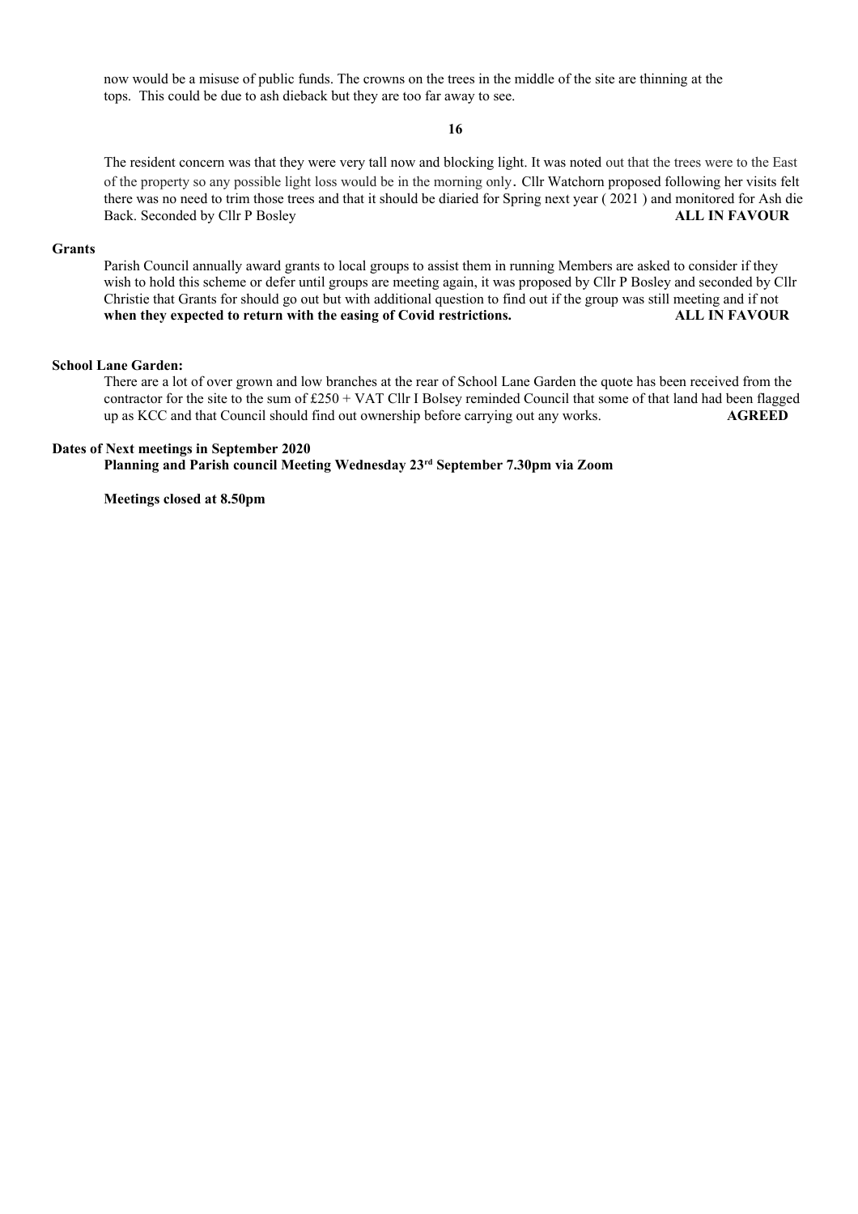now would be a misuse of public funds. The crowns on the trees in the middle of the site are thinning at the tops. This could be due to ash dieback but they are too far away to see.

**16**

The resident concern was that they were very tall now and blocking light. It was noted out that the trees were to the East of the property so any possible light loss would be in the morning only. Cllr Watchorn proposed following her visits felt there was no need to trim those trees and that it should be diaried for Spring next year ( 2021 ) and monitored for Ash die Back. Seconded by Cllr P Bosley **ALL IN FAVOUR**

**Grants**

Parish Council annually award grants to local groups to assist them in running Members are asked to consider if they wish to hold this scheme or defer until groups are meeting again, it was proposed by Cllr P Bosley and seconded by Cllr Christie that Grants for should go out but with additional question to find out if the group was still meeting and if not **when they expected to return with the easing of Covid restrictions.** **ALL IN FAVOUR**

**School Lane Garden:**

There are a lot of over grown and low branches at the rear of School Lane Garden the quote has been received from the contractor for the site to the sum of £250 + VAT Cllr I Bolsey reminded Council that some of that land had been flagged up as KCC and that Council should find out ownership before carrying out any works. **AGREED**

**Dates of Next meetings in September 2020**

**Planning and Parish council Meeting Wednesday 23rd September 7.30pm via Zoom**

**Meetings closed at 8.50pm**